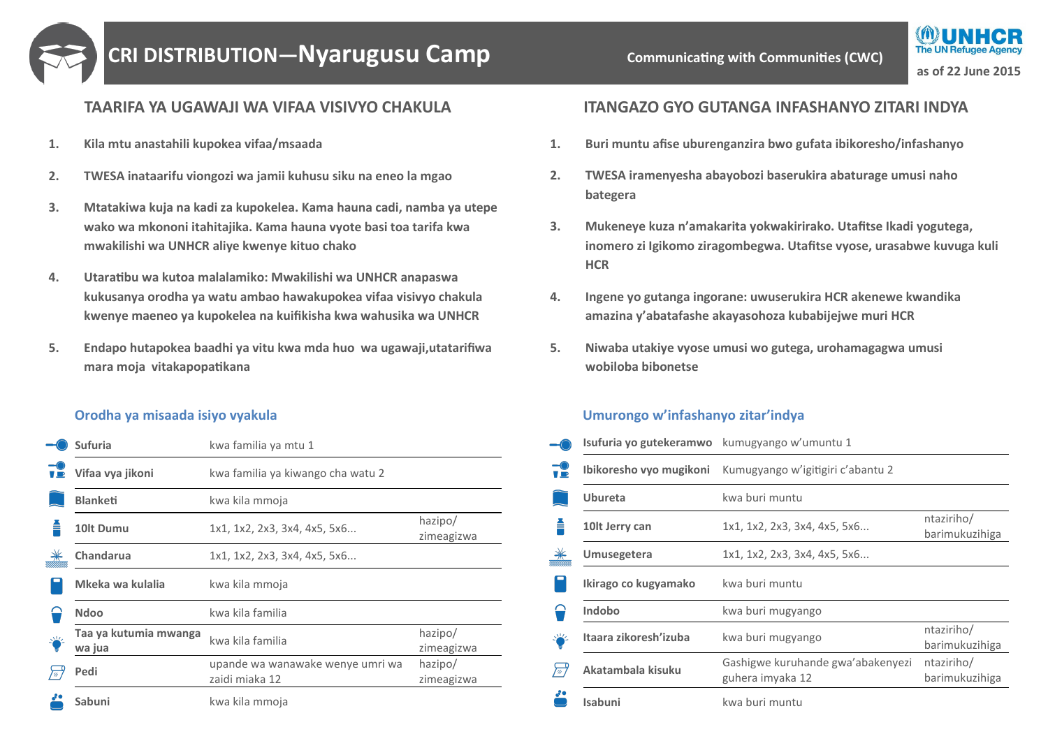# CRI DISTRIBUTION—Nyarugusu Camp

Communicating with Communities (CWC)

UNHCR The UN Refugee Agency

as of 22 June 2015

## TAARIFA YA UGAWAJI WA VIFAA VISIVYO CHAKULA

1. **Kila mtu anastahili kupokea vifaa/msaada**
2. **TWESA inataarifu viongozi wa jamii kuhusu siku na eneo la mgao**
3. **Mtatakiwa kuja na kadi za kupokelea. Kama hauna cadi, namba ya utepe wako wa mkononi itahitajika. Kama hauna vyote basi toa tarifa kwa mwakilishi wa UNHCR aliye kwenye kituo chako**
4. **Utaratibu wa kutoa malalamiko: Mwakilishi wa UNHCR anapaswa kukusanya orodha ya watu ambao hawakupokea vifaa visivyo chakula kwenye maeneo ya kupokelea na kuifikisha kwa wahusika wa UNHCR**
5. **Endapo hutapokea baadhi ya vitu kwa mda huo wa ugawaji,utatarifiwa mara moja vitakapopatikana**

### Orodha ya misaada isiyo vyakula

| | | |
|---|---|---|
| **Sufuria** | kwa familia ya mtu 1 | |
| **Vifaa vya jikoni** | kwa familia ya kiwango cha watu 2 | |
| **Blanketi** | kwa kila mmoja | |
| **10lt Dumu** | 1x1, 1x2, 2x3, 3x4, 4x5, 5x6... | hazipo/ zimeagizwa |
| **Chandarua** | 1x1, 1x2, 2x3, 3x4, 4x5, 5x6... | |
| **Mkeka wa kulalia** | kwa kila mmoja | |
| **Ndoo** | kwa kila familia | |
| **Taa ya kutumia mwanga wa jua** | kwa kila familia | hazipo/ zimeagizwa |
| **Pedi** | upande wa wanawake wenye umri wa zaidi miaka 12 | hazipo/ zimeagizwa |
| **Sabuni** | kwa kila mmoja | |

## ITANGAZO GYO GUTANGA INFASHANYO ZITARI INDYA

1. **Buri muntu afise uburenganzira bwo gufata ibikoresho/infashanyo**
2. **TWESA iramenyesha abayobozi baserukira abaturage umusi naho bategera**
3. **Mukeneye kuza n'amakarita yokwakirirako. Utafitse Ikadi yogutega, inomero zi Igikomo ziragombegwa. Utafitse vyose, urasabwe kuvuga kuli HCR**
4. **Ingene yo gutanga ingorane: uwuserukira HCR akenewe kwandika amazina y'abatafashe akayasohoza kubabijejwe muri HCR**
5. **Niwaba utakiye vyose umusi wo gutega, urohamagagwa umusi wobiloba bibonetse**

### Umurongo w'infashanyo zitar'indya

| | | |
|---|---|---|
| **Isufuria yo gutekeramwo** | kumugyango w'umuntu 1 | |
| **Ibikoresho vyo mugikoni** | Kumugyango w'igitigiri c'abantu 2 | |
| **Ubureta** | kwa buri muntu | |
| **10lt Jerry can** | 1x1, 1x2, 2x3, 3x4, 4x5, 5x6... | ntaziriho/ barimukuzihiga |
| **Umusegetera** | 1x1, 1x2, 2x3, 3x4, 4x5, 5x6... | |
| **Ikirago co kugyamako** | kwa buri muntu | |
| **Indobo** | kwa buri mugyango | |
| **Itaara zikoresh'izuba** | kwa buri mugyango | ntaziriho/ barimukuzihiga |
| **Akatambala kisuku** | Gashigwe kuruhande gwa'abakenyezi guhera imyaka 12 | ntaziriho/ barimukuzihiga |
| **Isabuni** | kwa buri muntu | |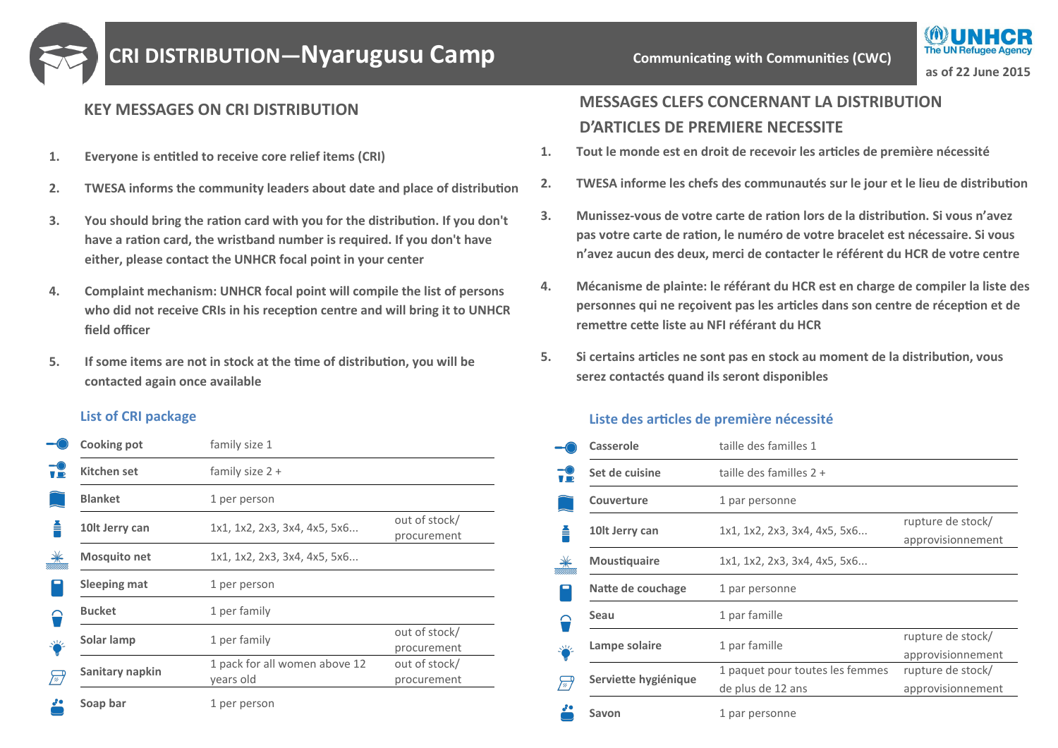# CRI DISTRIBUTION—Nyarugusu Camp

Communicating with Communities (CWC)

UNHCR The UN Refugee Agency

as of 22 June 2015

## KEY MESSAGES ON CRI DISTRIBUTION

1. **Everyone is entitled to receive core relief items (CRI)**
2. **TWESA informs the community leaders about date and place of distribution**
3. **You should bring the ration card with you for the distribution. If you don't have a ration card, the wristband number is required. If you don't have either, please contact the UNHCR focal point in your center**
4. **Complaint mechanism: UNHCR focal point will compile the list of persons who did not receive CRIs in his reception centre and will bring it to UNHCR field officer**
5. **If some items are not in stock at the time of distribution, you will be contacted again once available**

### List of CRI package

| | | |
|---|---|---|
| **Cooking pot** | family size 1 | |
| **Kitchen set** | family size 2 + | |
| **Blanket** | 1 per person | |
| **10lt Jerry can** | 1x1, 1x2, 2x3, 3x4, 4x5, 5x6... | out of stock/ procurement |
| **Mosquito net** | 1x1, 1x2, 2x3, 3x4, 4x5, 5x6... | |
| **Sleeping mat** | 1 per person | |
| **Bucket** | 1 per family | |
| **Solar lamp** | 1 per family | out of stock/ procurement |
| **Sanitary napkin** | 1 pack for all women above 12 years old | out of stock/ procurement |
| **Soap bar** | 1 per person | |

## MESSAGES CLEFS CONCERNANT LA DISTRIBUTION D'ARTICLES DE PREMIERE NECESSITE

1. **Tout le monde est en droit de recevoir les articles de première nécessité**
2. **TWESA informe les chefs des communautés sur le jour et le lieu de distribution**
3. **Munissez-vous de votre carte de ration lors de la distribution. Si vous n'avez pas votre carte de ration, le numéro de votre bracelet est nécessaire. Si vous n'avez aucun des deux, merci de contacter le référent du HCR de votre centre**
4. **Mécanisme de plainte: le référant du HCR est en charge de compiler la liste des personnes qui ne reçoivent pas les articles dans son centre de réception et de remettre cette liste au NFI référant du HCR**
5. **Si certains articles ne sont pas en stock au moment de la distribution, vous serez contactés quand ils seront disponibles**

### Liste des articles de première nécessité

| | | |
|---|---|---|
| **Casserole** | taille des familles 1 | |
| **Set de cuisine** | taille des familles 2 + | |
| **Couverture** | 1 par personne | |
| **10lt Jerry can** | 1x1, 1x2, 2x3, 3x4, 4x5, 5x6... | rupture de stock/ approvisionnement |
| **Moustiquaire** | 1x1, 1x2, 2x3, 3x4, 4x5, 5x6... | |
| **Natte de couchage** | 1 par personne | |
| **Seau** | 1 par famille | |
| **Lampe solaire** | 1 par famille | rupture de stock/ approvisionnement |
| **Serviette hygiénique** | 1 paquet pour toutes les femmes de plus de 12 ans | rupture de stock/ approvisionnement |
| **Savon** | 1 par personne | |